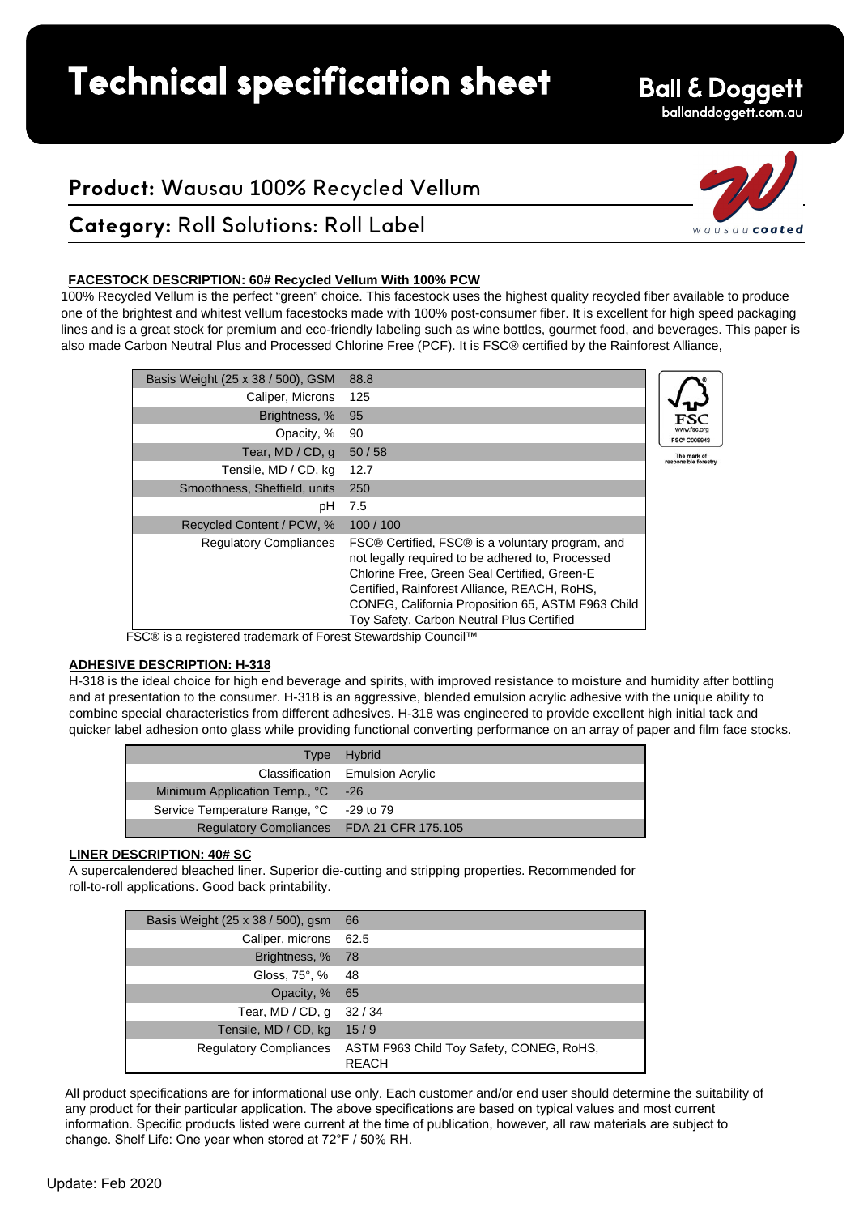# Technical specification sheet

**Ball & Doggett**
ballanddoggett.com.au

## **Product:** Wausau 100% Recycled Vellum

## **Category:** Roll Solutions: Roll Label

wausau coated

**FACESTOCK DESCRIPTION: 60# Recycled Vellum With 100% PCW**

100% Recycled Vellum is the perfect "green" choice. This facestock uses the highest quality recycled fiber available to produce one of the brightest and whitest vellum facestocks made with 100% post-consumer fiber. It is excellent for high speed packaging lines and is a great stock for premium and eco-friendly labeling such as wine bottles, gourmet food, and beverages. This paper is also made Carbon Neutral Plus and Processed Chlorine Free (PCF). It is FSC® certified by the Rainforest Alliance,

| Property | Value |
| --- | --- |
| Basis Weight (25 x 38 / 500), GSM | 88.8 |
| Caliper, Microns | 125 |
| Brightness, % | 95 |
| Opacity, % | 90 |
| Tear, MD / CD, g | 50 / 58 |
| Tensile, MD / CD, kg | 12.7 |
| Smoothness, Sheffield, units | 250 |
| pH | 7.5 |
| Recycled Content / PCW, % | 100 / 100 |
| Regulatory Compliances | FSC® Certified, FSC® is a voluntary program, and not legally required to be adhered to, Processed Chlorine Free, Green Seal Certified, Green-E Certified, Rainforest Alliance, REACH, RoHS, CONEG, California Proposition 65, ASTM F963 Child Toy Safety, Carbon Neutral Plus Certified |

FSC® is a registered trademark of Forest Stewardship Council™

FSC www.fsc.org FSC® C006943 The mark of responsible forestry

**ADHESIVE DESCRIPTION: H-318**

H-318 is the ideal choice for high end beverage and spirits, with improved resistance to moisture and humidity after bottling and at presentation to the consumer. H-318 is an aggressive, blended emulsion acrylic adhesive with the unique ability to combine special characteristics from different adhesives. H-318 was engineered to provide excellent high initial tack and quicker label adhesion onto glass while providing functional converting performance on an array of paper and film face stocks.

| Property | Value |
| --- | --- |
| Type | Hybrid |
| Classification | Emulsion Acrylic |
| Minimum Application Temp., °C | -26 |
| Service Temperature Range, °C | -29 to 79 |
| Regulatory Compliances | FDA 21 CFR 175.105 |

**LINER DESCRIPTION: 40# SC**

A supercalendered bleached liner. Superior die-cutting and stripping properties. Recommended for roll-to-roll applications. Good back printability.

| Property | Value |
| --- | --- |
| Basis Weight (25 x 38 / 500), gsm | 66 |
| Caliper, microns | 62.5 |
| Brightness, % | 78 |
| Gloss, 75°, % | 48 |
| Opacity, % | 65 |
| Tear, MD / CD, g | 32 / 34 |
| Tensile, MD / CD, kg | 15 / 9 |
| Regulatory Compliances | ASTM F963 Child Toy Safety, CONEG, RoHS, REACH |

All product specifications are for informational use only. Each customer and/or end user should determine the suitability of any product for their particular application. The above specifications are based on typical values and most current information. Specific products listed were current at the time of publication, however, all raw materials are subject to change. Shelf Life: One year when stored at 72°F / 50% RH.

Update: Feb 2020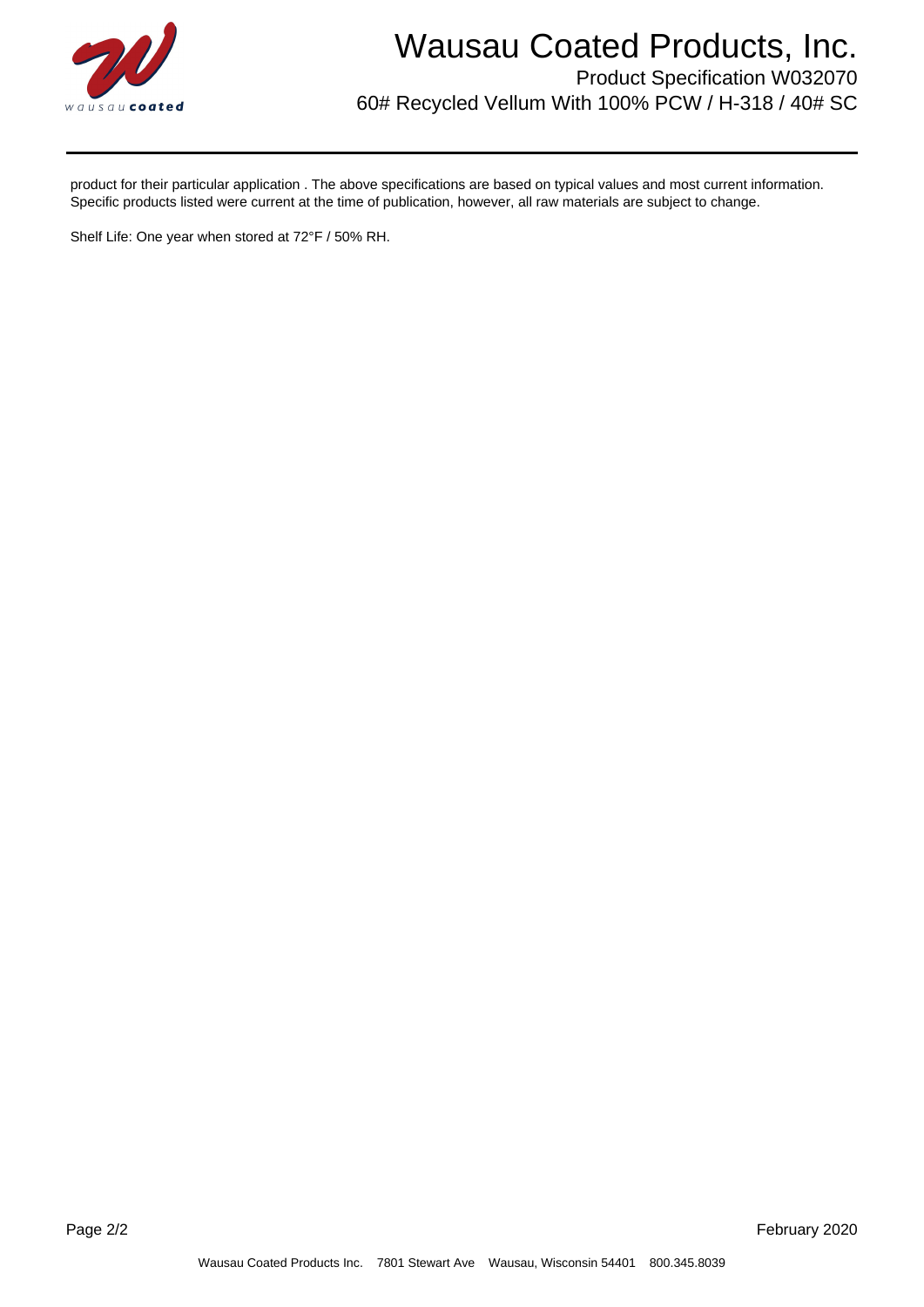product for their particular application . The above specifications are based on typical values and most current information. Specific products listed were current at the time of publication, however, all raw materials are subject to change.

Shelf Life: One year when stored at 72°F / 50% RH.